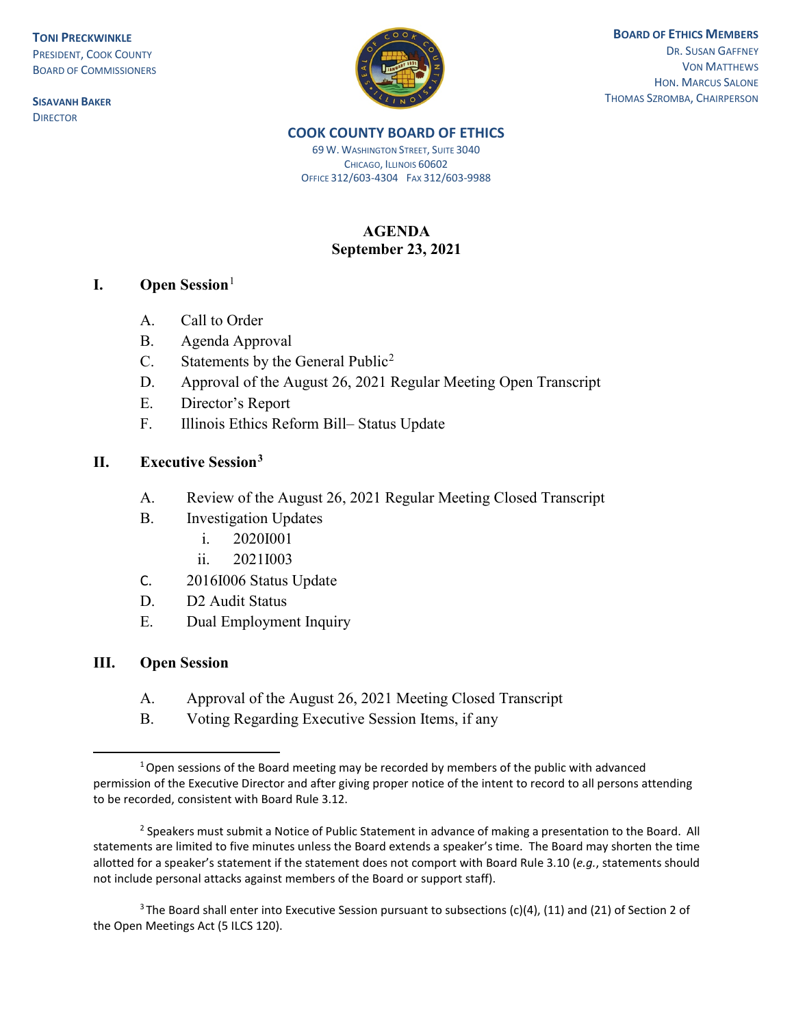**TONI PRECKWINKLE**
PRESIDENT, COOK COUNTY
BOARD OF COMMISSIONERS

**SISAVANH BAKER**
DIRECTOR

**BOARD OF ETHICS MEMBERS**
DR. SUSAN GAFFNEY
VON MATTHEWS
HON. MARCUS SALONE
THOMAS SZROMBA, CHAIRPERSON

**COOK COUNTY BOARD OF ETHICS**
69 W. WASHINGTON STREET, SUITE 3040
CHICAGO, ILLINOIS 60602
OFFICE 312/603-4304 FAX 312/603-9988

# AGENDA
## September 23, 2021

### I. Open Session[1]

A. Call to Order
B. Agenda Approval
C. Statements by the General Public[2]
D. Approval of the August 26, 2021 Regular Meeting Open Transcript
E. Director's Report
F. Illinois Ethics Reform Bill– Status Update

### II. Executive Session[3]

A. Review of the August 26, 2021 Regular Meeting Closed Transcript
B. Investigation Updates
   i. 2020I001
   ii. 2021I003
C. 2016I006 Status Update
D. D2 Audit Status
E. Dual Employment Inquiry

### III. Open Session

A. Approval of the August 26, 2021 Meeting Closed Transcript
B. Voting Regarding Executive Session Items, if any

---

[1] Open sessions of the Board meeting may be recorded by members of the public with advanced permission of the Executive Director and after giving proper notice of the intent to record to all persons attending to be recorded, consistent with Board Rule 3.12.

[2] Speakers must submit a Notice of Public Statement in advance of making a presentation to the Board. All statements are limited to five minutes unless the Board extends a speaker's time. The Board may shorten the time allotted for a speaker's statement if the statement does not comport with Board Rule 3.10 (*e.g.*, statements should not include personal attacks against members of the Board or support staff).

[3] The Board shall enter into Executive Session pursuant to subsections (c)(4), (11) and (21) of Section 2 of the Open Meetings Act (5 ILCS 120).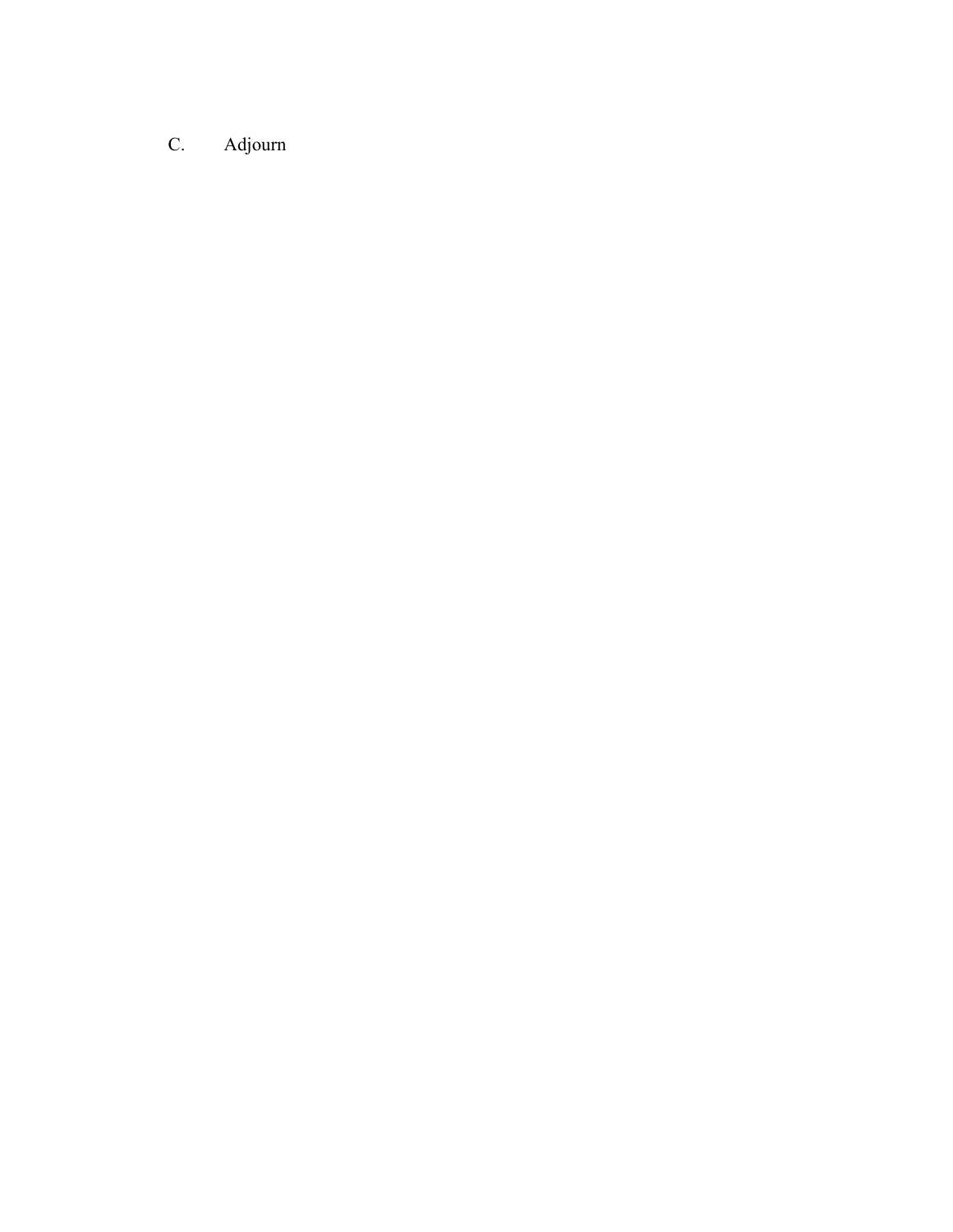C. Adjourn